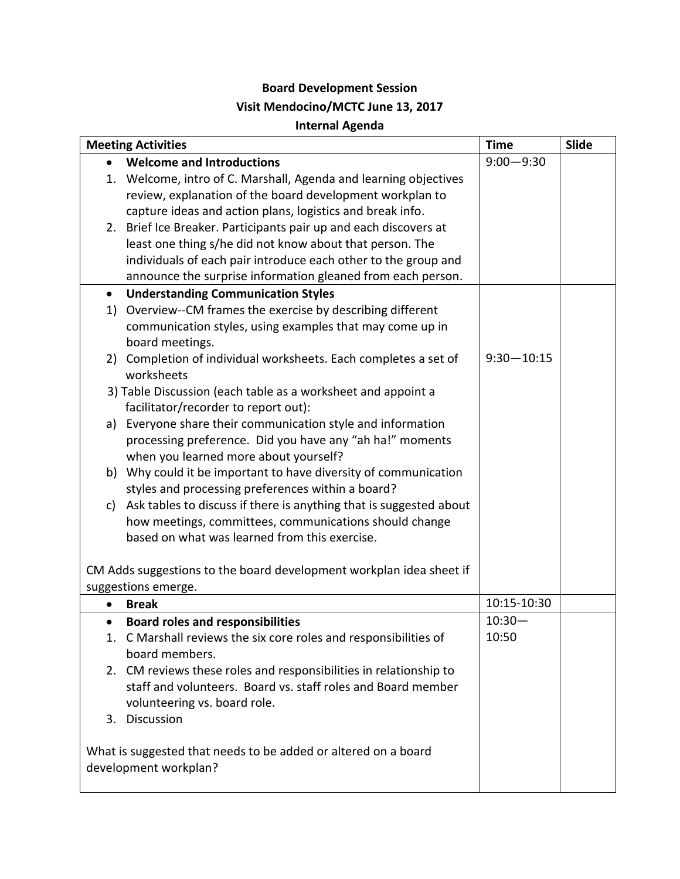**Board Development Session**

**Visit Mendocino/MCTC June 13, 2017**

**Internal Agenda**

| Meeting Activities | Time | Slide |
|---|---|---|
| • **Welcome and Introductions**<br>1. Welcome, intro of C. Marshall, Agenda and learning objectives review, explanation of the board development workplan to capture ideas and action plans, logistics and break info.<br>2. Brief Ice Breaker. Participants pair up and each discovers at least one thing s/he did not know about that person. The individuals of each pair introduce each other to the group and announce the surprise information gleaned from each person. | 9:00—9:30 | |
| • **Understanding Communication Styles**<br>1) Overview--CM frames the exercise by describing different communication styles, using examples that may come up in board meetings.<br>2) Completion of individual worksheets. Each completes a set of worksheets<br>3) Table Discussion (each table as a worksheet and appoint a facilitator/recorder to report out):<br>a) Everyone share their communication style and information processing preference. Did you have any "ah ha!" moments when you learned more about yourself?<br>b) Why could it be important to have diversity of communication styles and processing preferences within a board?<br>c) Ask tables to discuss if there is anything that is suggested about how meetings, committees, communications should change based on what was learned from this exercise.<br><br>CM Adds suggestions to the board development workplan idea sheet if suggestions emerge. | 9:30—10:15 | |
| • **Break** | 10:15-10:30 | |
| • **Board roles and responsibilities**<br>1. C Marshall reviews the six core roles and responsibilities of board members.<br>2. CM reviews these roles and responsibilities in relationship to staff and volunteers. Board vs. staff roles and Board member volunteering vs. board role.<br>3. Discussion<br><br>What is suggested that needs to be added or altered on a board development workplan? | 10:30—10:50 | |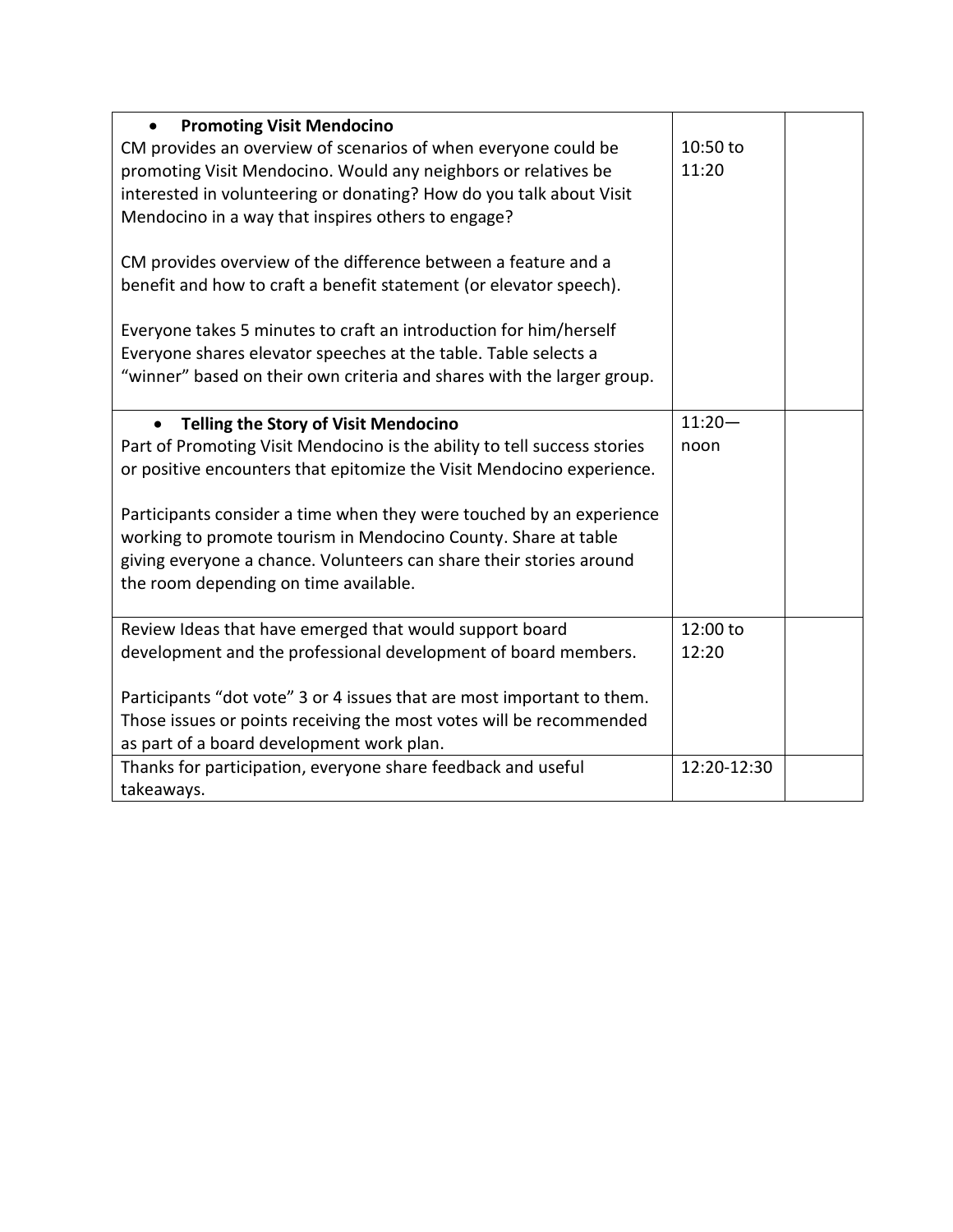| | | |
|---|---|---|
| • **Promoting Visit Mendocino**<br>CM provides an overview of scenarios of when everyone could be promoting Visit Mendocino. Would any neighbors or relatives be interested in volunteering or donating? How do you talk about Visit Mendocino in a way that inspires others to engage?<br><br>CM provides overview of the difference between a feature and a benefit and how to craft a benefit statement (or elevator speech).<br><br>Everyone takes 5 minutes to craft an introduction for him/herself Everyone shares elevator speeches at the table. Table selects a "winner" based on their own criteria and shares with the larger group. | 10:50 to 11:20 | |
| • **Telling the Story of Visit Mendocino**<br>Part of Promoting Visit Mendocino is the ability to tell success stories or positive encounters that epitomize the Visit Mendocino experience.<br><br>Participants consider a time when they were touched by an experience working to promote tourism in Mendocino County. Share at table giving everyone a chance. Volunteers can share their stories around the room depending on time available. | 11:20—noon | |
| Review Ideas that have emerged that would support board development and the professional development of board members.<br><br>Participants "dot vote" 3 or 4 issues that are most important to them. Those issues or points receiving the most votes will be recommended as part of a board development work plan. | 12:00 to 12:20 | |
| Thanks for participation, everyone share feedback and useful takeaways. | 12:20-12:30 | |